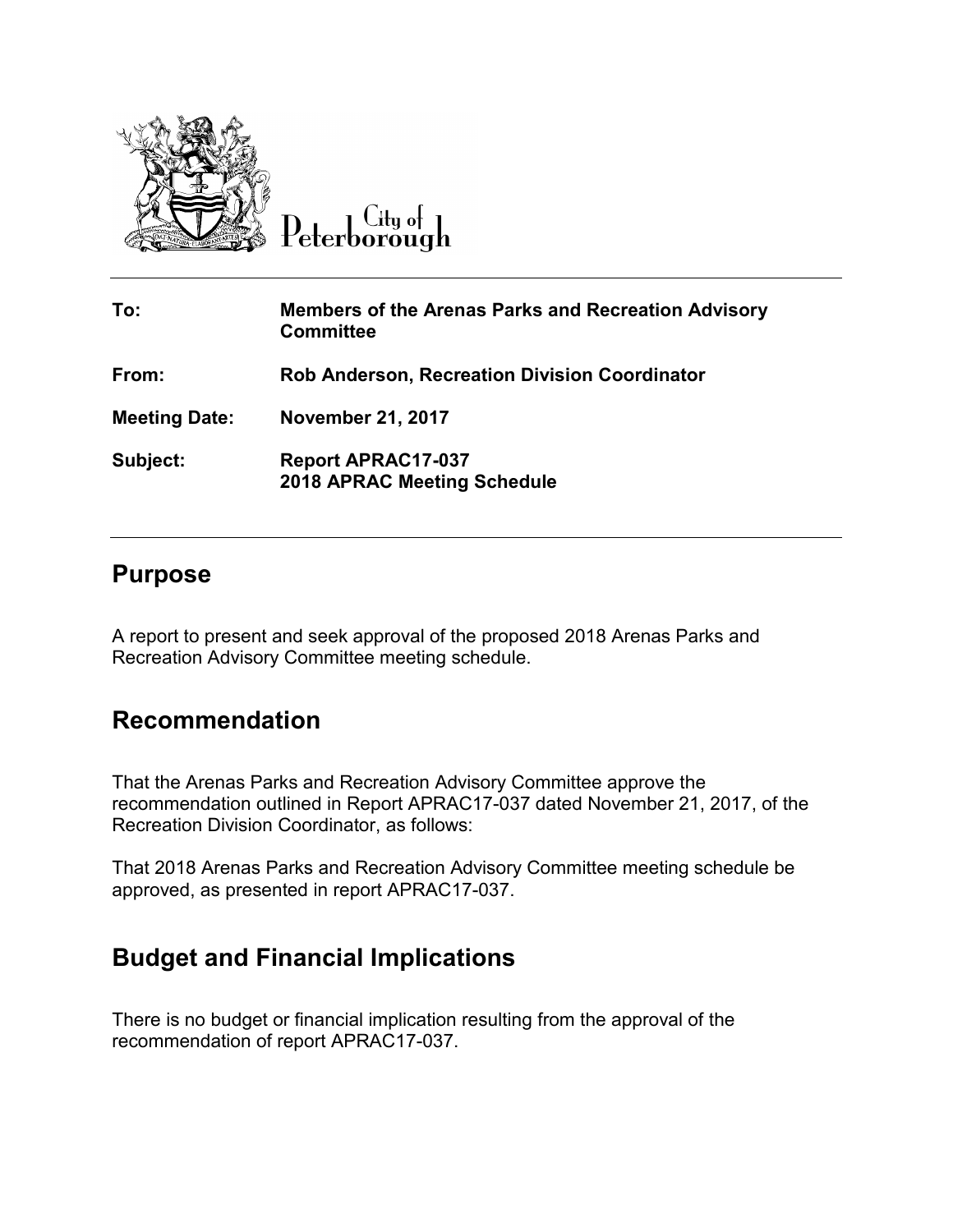City of Peterborough

| | |
|---|---|
| **To:** | **Members of the Arenas Parks and Recreation Advisory Committee** |
| **From:** | **Rob Anderson, Recreation Division Coordinator** |
| **Meeting Date:** | **November 21, 2017** |
| **Subject:** | **Report APRAC17-037**<br>**2018 APRAC Meeting Schedule** |

## Purpose

A report to present and seek approval of the proposed 2018 Arenas Parks and Recreation Advisory Committee meeting schedule.

## Recommendation

That the Arenas Parks and Recreation Advisory Committee approve the recommendation outlined in Report APRAC17-037 dated November 21, 2017, of the Recreation Division Coordinator, as follows:

That 2018 Arenas Parks and Recreation Advisory Committee meeting schedule be approved, as presented in report APRAC17-037.

## Budget and Financial Implications

There is no budget or financial implication resulting from the approval of the recommendation of report APRAC17-037.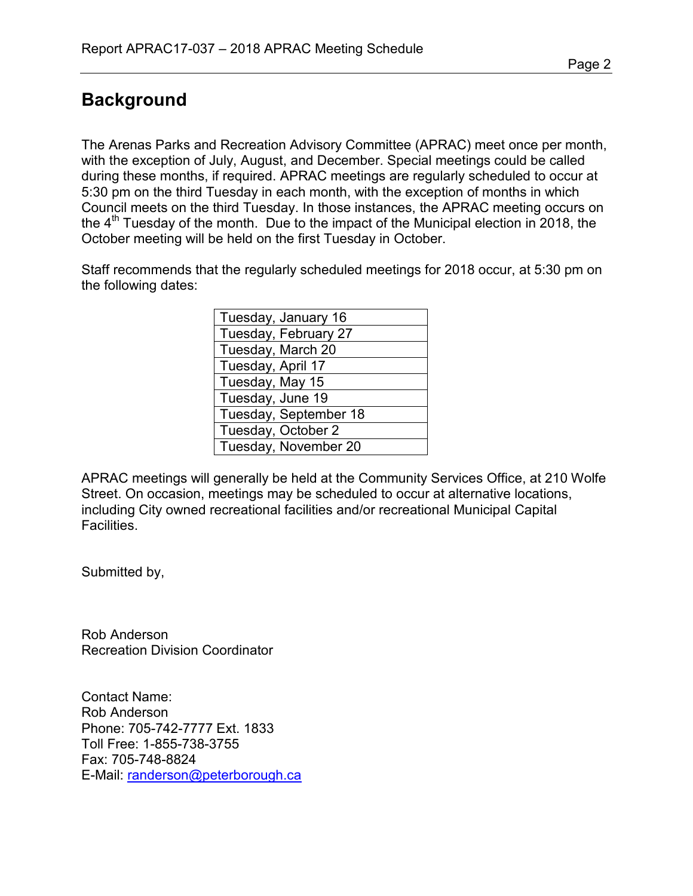## Background

The Arenas Parks and Recreation Advisory Committee (APRAC) meet once per month, with the exception of July, August, and December. Special meetings could be called during these months, if required. APRAC meetings are regularly scheduled to occur at 5:30 pm on the third Tuesday in each month, with the exception of months in which Council meets on the third Tuesday. In those instances, the APRAC meeting occurs on the 4th Tuesday of the month. Due to the impact of the Municipal election in 2018, the October meeting will be held on the first Tuesday in October.

Staff recommends that the regularly scheduled meetings for 2018 occur, at 5:30 pm on the following dates:

| |
|---|
| Tuesday, January 16 |
| Tuesday, February 27 |
| Tuesday, March 20 |
| Tuesday, April 17 |
| Tuesday, May 15 |
| Tuesday, June 19 |
| Tuesday, September 18 |
| Tuesday, October 2 |
| Tuesday, November 20 |

APRAC meetings will generally be held at the Community Services Office, at 210 Wolfe Street. On occasion, meetings may be scheduled to occur at alternative locations, including City owned recreational facilities and/or recreational Municipal Capital Facilities.

Submitted by,

Rob Anderson
Recreation Division Coordinator

Contact Name:
Rob Anderson
Phone: 705-742-7777 Ext. 1833
Toll Free: 1-855-738-3755
Fax: 705-748-8824
E-Mail: randerson@peterborough.ca